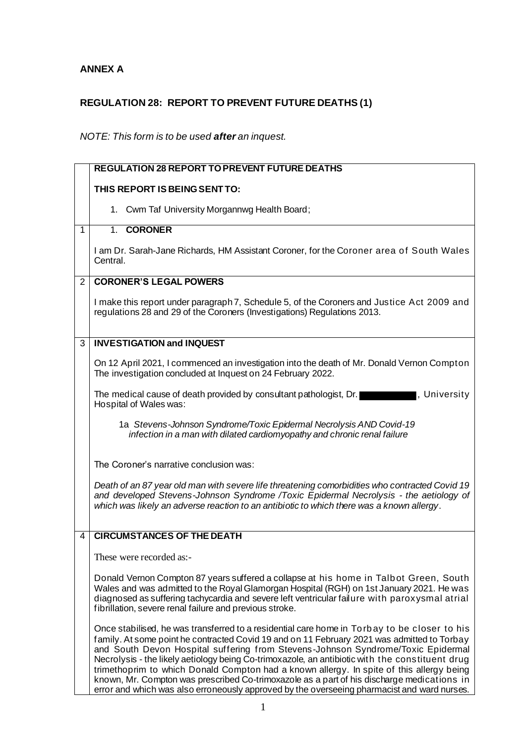**ANNEX A**

**REGULATION 28: REPORT TO PREVENT FUTURE DEATHS (1)**

*NOTE: This form is to be used **after** an inquest.*

| | **REGULATION 28 REPORT TO PREVENT FUTURE DEATHS**<br><br>**THIS REPORT IS BEING SENT TO:**<br><br>1. Cwm Taf University Morgannwg Health Board; |
|---|---|
| 1 | 1. **CORONER**<br><br>I am Dr. Sarah-Jane Richards, HM Assistant Coroner, for the Coroner area of South Wales Central. |
| 2 | **CORONER'S LEGAL POWERS**<br><br>I make this report under paragraph 7, Schedule 5, of the Coroners and Justice Act 2009 and regulations 28 and 29 of the Coroners (Investigations) Regulations 2013. |
| 3 | **INVESTIGATION and INQUEST**<br><br>On 12 April 2021, I commenced an investigation into the death of Mr. Donald Vernon Compton The investigation concluded at Inquest on 24 February 2022.<br><br>The medical cause of death provided by consultant pathologist, Dr. [redacted], University Hospital of Wales was:<br><br>1a *Stevens-Johnson Syndrome/Toxic Epidermal Necrolysis AND Covid-19 infection in a man with dilated cardiomyopathy and chronic renal failure*<br><br>The Coroner's narrative conclusion was:<br><br>*Death of an 87 year old man with severe life threatening comorbidities who contracted Covid 19 and developed Stevens-Johnson Syndrome /Toxic Epidermal Necrolysis - the aetiology of which was likely an adverse reaction to an antibiotic to which there was a known allergy.* |
| 4 | **CIRCUMSTANCES OF THE DEATH**<br><br>These were recorded as:-<br><br>Donald Vernon Compton 87 years suffered a collapse at his home in Talbot Green, South Wales and was admitted to the Royal Glamorgan Hospital (RGH) on 1st January 2021. He was diagnosed as suffering tachycardia and severe left ventricular failure with paroxysmal atrial fibrillation, severe renal failure and previous stroke.<br><br>Once stabilised, he was transferred to a residential care home in Torbay to be closer to his family. At some point he contracted Covid 19 and on 11 February 2021 was admitted to Torbay and South Devon Hospital suffering from Stevens-Johnson Syndrome/Toxic Epidermal Necrolysis - the likely aetiology being Co-trimoxazole, an antibiotic with the constituent drug trimethoprim to which Donald Compton had a known allergy. In spite of this allergy being known, Mr. Compton was prescribed Co-trimoxazole as a part of his discharge medications in error and which was also erroneously approved by the overseeing pharmacist and ward nurses. |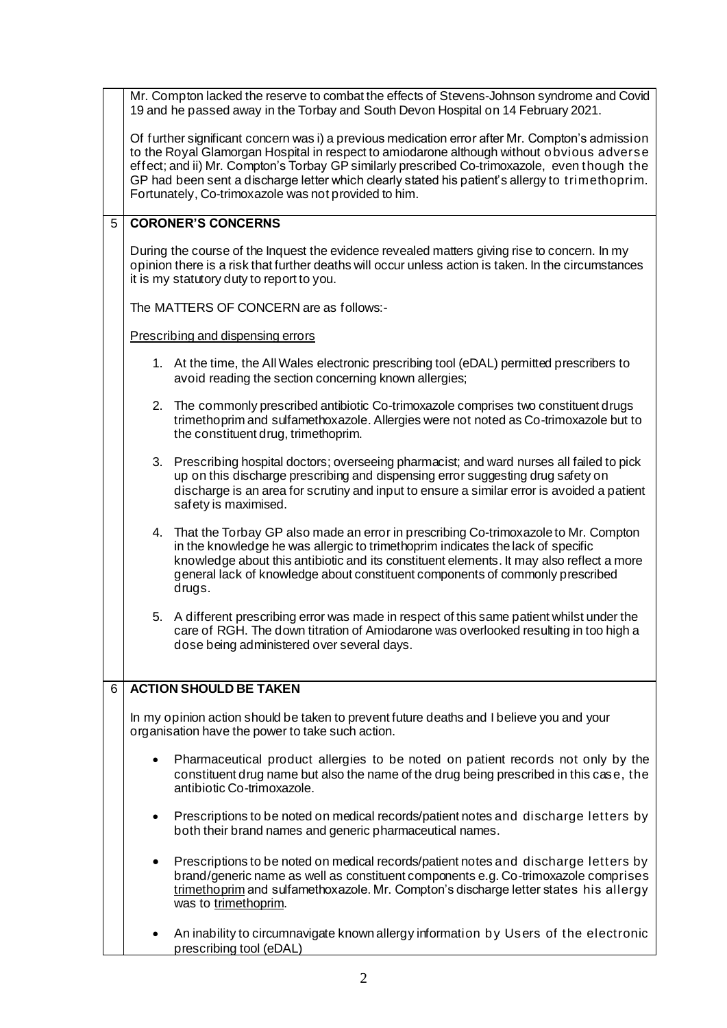Mr. Compton lacked the reserve to combat the effects of Stevens-Johnson syndrome and Covid 19 and he passed away in the Torbay and South Devon Hospital on 14 February 2021.

Of further significant concern was i) a previous medication error after Mr. Compton's admission to the Royal Glamorgan Hospital in respect to amiodarone although without obvious adverse effect; and ii) Mr. Compton's Torbay GP similarly prescribed Co-trimoxazole, even though the GP had been sent a discharge letter which clearly stated his patient's allergy to trimethoprim. Fortunately, Co-trimoxazole was not provided to him.

## 5 CORONER'S CONCERNS

During the course of the Inquest the evidence revealed matters giving rise to concern. In my opinion there is a risk that further deaths will occur unless action is taken. In the circumstances it is my statutory duty to report to you.

The MATTERS OF CONCERN are as follows:-

Prescribing and dispensing errors

1. At the time, the All Wales electronic prescribing tool (eDAL) permitted prescribers to avoid reading the section concerning known allergies;

2. The commonly prescribed antibiotic Co-trimoxazole comprises two constituent drugs trimethoprim and sulfamethoxazole. Allergies were not noted as Co-trimoxazole but to the constituent drug, trimethoprim.

3. Prescribing hospital doctors; overseeing pharmacist; and ward nurses all failed to pick up on this discharge prescribing and dispensing error suggesting drug safety on discharge is an area for scrutiny and input to ensure a similar error is avoided a patient safety is maximised.

4. That the Torbay GP also made an error in prescribing Co-trimoxazole to Mr. Compton in the knowledge he was allergic to trimethoprim indicates the lack of specific knowledge about this antibiotic and its constituent elements. It may also reflect a more general lack of knowledge about constituent components of commonly prescribed drugs.

5. A different prescribing error was made in respect of this same patient whilst under the care of RGH. The down titration of Amiodarone was overlooked resulting in too high a dose being administered over several days.

## 6 ACTION SHOULD BE TAKEN

In my opinion action should be taken to prevent future deaths and I believe you and your organisation have the power to take such action.

- Pharmaceutical product allergies to be noted on patient records not only by the constituent drug name but also the name of the drug being prescribed in this case, the antibiotic Co-trimoxazole.

- Prescriptions to be noted on medical records/patient notes and discharge letters by both their brand names and generic pharmaceutical names.

- Prescriptions to be noted on medical records/patient notes and discharge letters by brand/generic name as well as constituent components e.g. Co-trimoxazole comprises trimethoprim and sulfamethoxazole. Mr. Compton's discharge letter states his allergy was to trimethoprim.

- An inability to circumnavigate known allergy information by Users of the electronic prescribing tool (eDAL)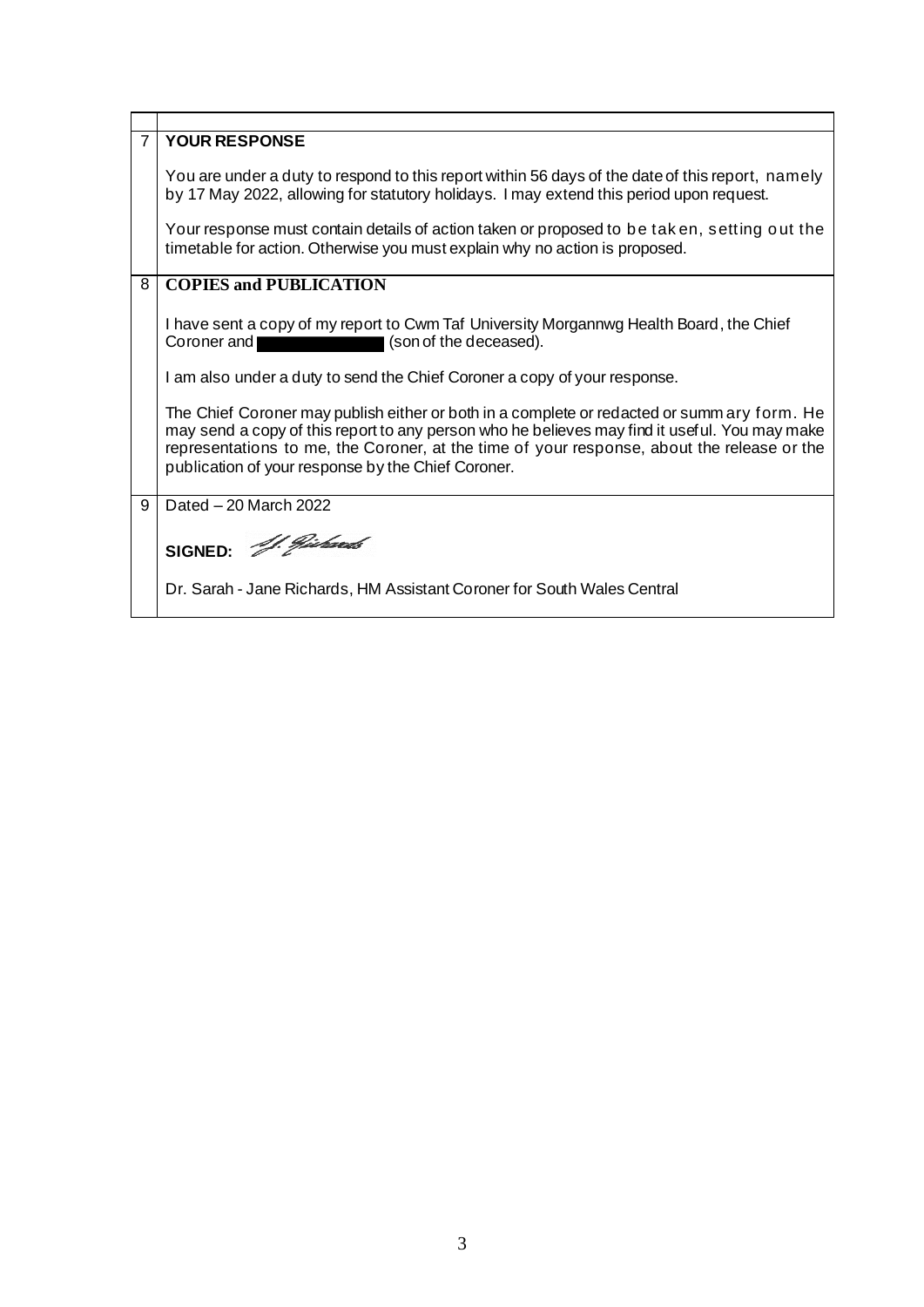| | |
|---|---|
| 7 | **YOUR RESPONSE**<br><br>You are under a duty to respond to this report within 56 days of the date of this report, namely by 17 May 2022, allowing for statutory holidays. I may extend this period upon request.<br><br>Your response must contain details of action taken or proposed to be taken, setting out the timetable for action. Otherwise you must explain why no action is proposed. |
| 8 | **COPIES and PUBLICATION**<br><br>I have sent a copy of my report to Cwm Taf University Morgannwg Health Board, the Chief Coroner and ██████████ (son of the deceased).<br><br>I am also under a duty to send the Chief Coroner a copy of your response.<br><br>The Chief Coroner may publish either or both in a complete or redacted or summary form. He may send a copy of this report to any person who he believes may find it useful. You may make representations to me, the Coroner, at the time of your response, about the release or the publication of your response by the Chief Coroner. |
| 9 | Dated – 20 March 2022<br><br>**SIGNED:** S. Richards<br><br>Dr. Sarah - Jane Richards, HM Assistant Coroner for South Wales Central |